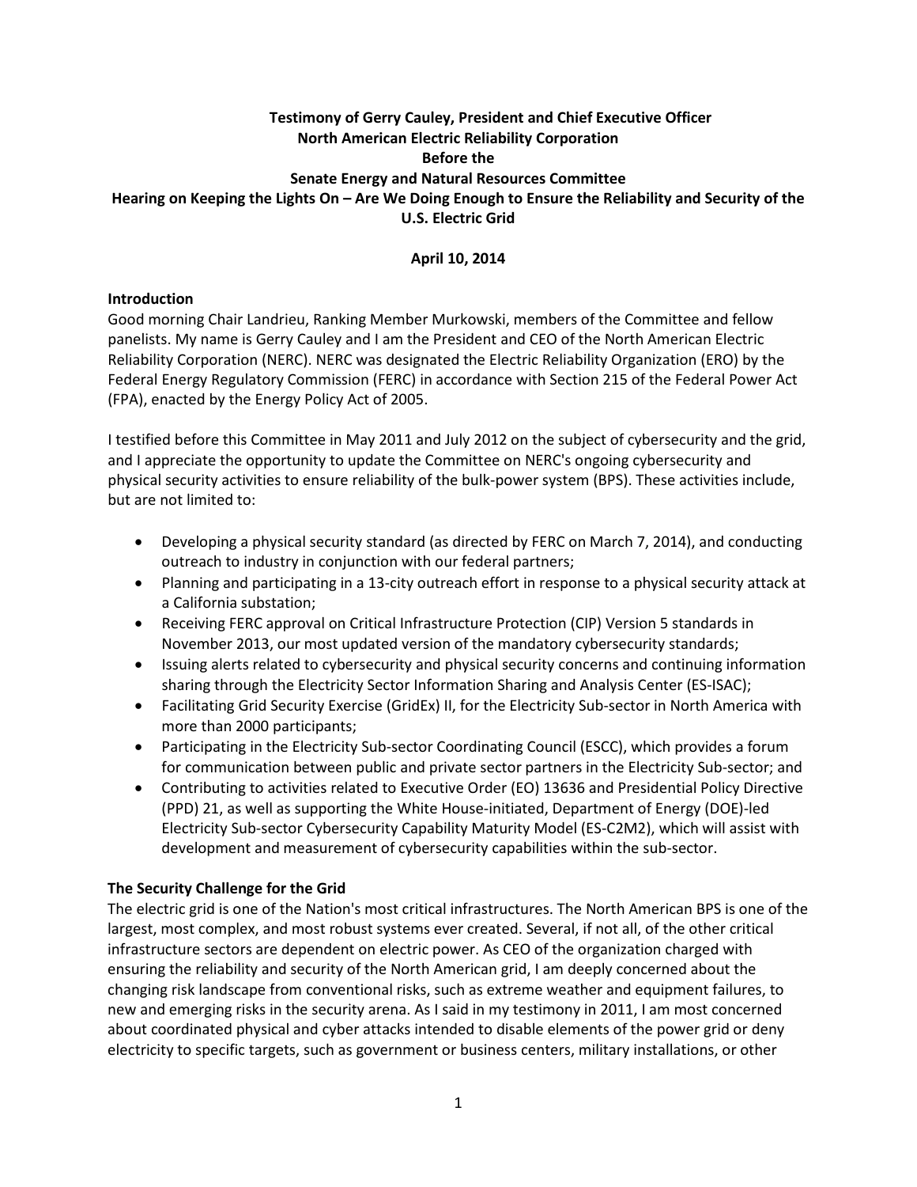**Testimony of Gerry Cauley, President and Chief Executive Officer**
**North American Electric Reliability Corporation**
**Before the**
**Senate Energy and Natural Resources Committee**
**Hearing on Keeping the Lights On – Are We Doing Enough to Ensure the Reliability and Security of the U.S. Electric Grid**

**April 10, 2014**

## Introduction

Good morning Chair Landrieu, Ranking Member Murkowski, members of the Committee and fellow panelists. My name is Gerry Cauley and I am the President and CEO of the North American Electric Reliability Corporation (NERC). NERC was designated the Electric Reliability Organization (ERO) by the Federal Energy Regulatory Commission (FERC) in accordance with Section 215 of the Federal Power Act (FPA), enacted by the Energy Policy Act of 2005.

I testified before this Committee in May 2011 and July 2012 on the subject of cybersecurity and the grid, and I appreciate the opportunity to update the Committee on NERC's ongoing cybersecurity and physical security activities to ensure reliability of the bulk-power system (BPS). These activities include, but are not limited to:

- Developing a physical security standard (as directed by FERC on March 7, 2014), and conducting outreach to industry in conjunction with our federal partners;
- Planning and participating in a 13-city outreach effort in response to a physical security attack at a California substation;
- Receiving FERC approval on Critical Infrastructure Protection (CIP) Version 5 standards in November 2013, our most updated version of the mandatory cybersecurity standards;
- Issuing alerts related to cybersecurity and physical security concerns and continuing information sharing through the Electricity Sector Information Sharing and Analysis Center (ES-ISAC);
- Facilitating Grid Security Exercise (GridEx) II, for the Electricity Sub-sector in North America with more than 2000 participants;
- Participating in the Electricity Sub-sector Coordinating Council (ESCC), which provides a forum for communication between public and private sector partners in the Electricity Sub-sector; and
- Contributing to activities related to Executive Order (EO) 13636 and Presidential Policy Directive (PPD) 21, as well as supporting the White House-initiated, Department of Energy (DOE)-led Electricity Sub-sector Cybersecurity Capability Maturity Model (ES-C2M2), which will assist with development and measurement of cybersecurity capabilities within the sub-sector.

## The Security Challenge for the Grid

The electric grid is one of the Nation's most critical infrastructures. The North American BPS is one of the largest, most complex, and most robust systems ever created. Several, if not all, of the other critical infrastructure sectors are dependent on electric power. As CEO of the organization charged with ensuring the reliability and security of the North American grid, I am deeply concerned about the changing risk landscape from conventional risks, such as extreme weather and equipment failures, to new and emerging risks in the security arena. As I said in my testimony in 2011, I am most concerned about coordinated physical and cyber attacks intended to disable elements of the power grid or deny electricity to specific targets, such as government or business centers, military installations, or other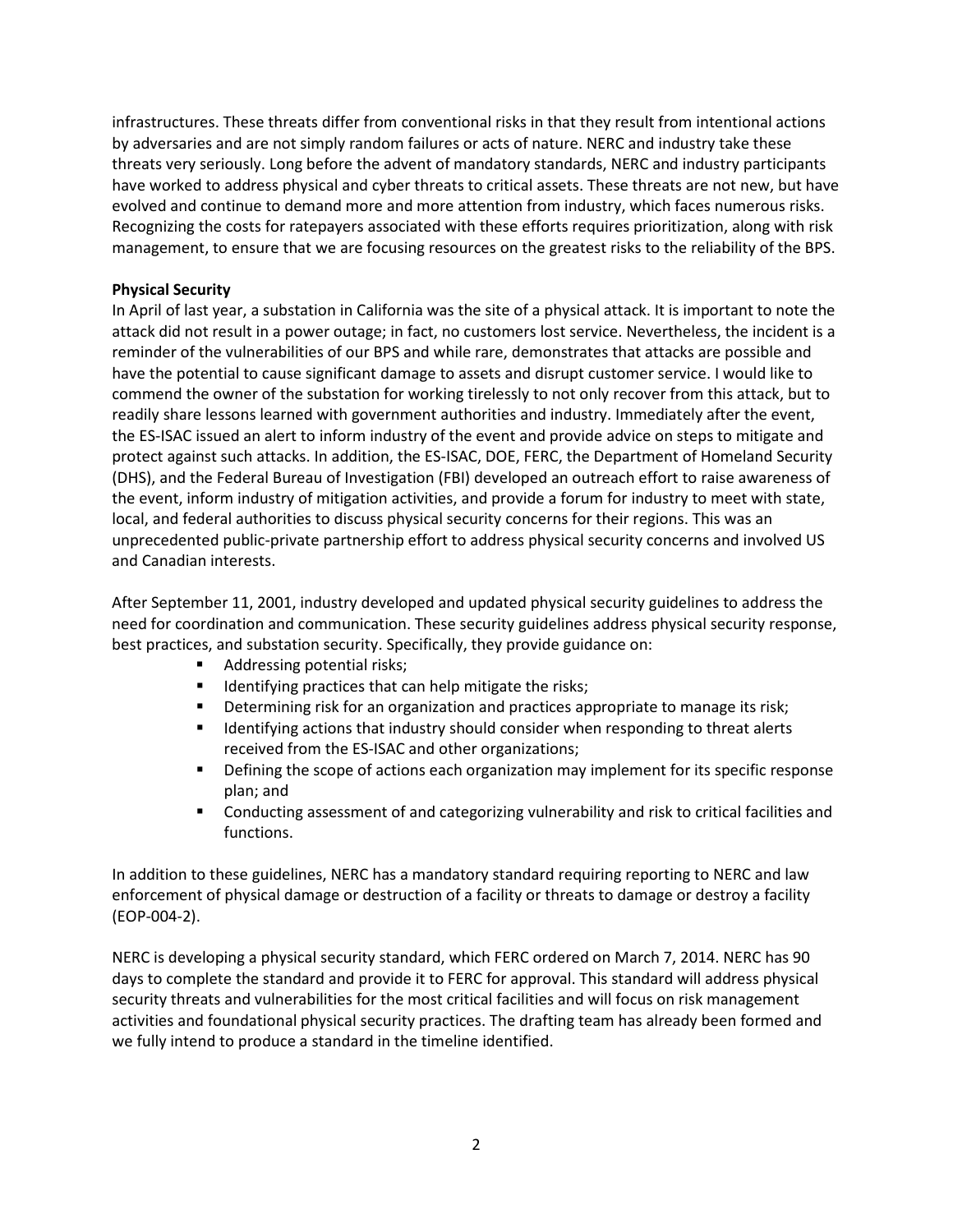infrastructures. These threats differ from conventional risks in that they result from intentional actions by adversaries and are not simply random failures or acts of nature. NERC and industry take these threats very seriously. Long before the advent of mandatory standards, NERC and industry participants have worked to address physical and cyber threats to critical assets. These threats are not new, but have evolved and continue to demand more and more attention from industry, which faces numerous risks. Recognizing the costs for ratepayers associated with these efforts requires prioritization, along with risk management, to ensure that we are focusing resources on the greatest risks to the reliability of the BPS.

**Physical Security**

In April of last year, a substation in California was the site of a physical attack. It is important to note the attack did not result in a power outage; in fact, no customers lost service. Nevertheless, the incident is a reminder of the vulnerabilities of our BPS and while rare, demonstrates that attacks are possible and have the potential to cause significant damage to assets and disrupt customer service. I would like to commend the owner of the substation for working tirelessly to not only recover from this attack, but to readily share lessons learned with government authorities and industry. Immediately after the event, the ES-ISAC issued an alert to inform industry of the event and provide advice on steps to mitigate and protect against such attacks. In addition, the ES-ISAC, DOE, FERC, the Department of Homeland Security (DHS), and the Federal Bureau of Investigation (FBI) developed an outreach effort to raise awareness of the event, inform industry of mitigation activities, and provide a forum for industry to meet with state, local, and federal authorities to discuss physical security concerns for their regions. This was an unprecedented public-private partnership effort to address physical security concerns and involved US and Canadian interests.

After September 11, 2001, industry developed and updated physical security guidelines to address the need for coordination and communication. These security guidelines address physical security response, best practices, and substation security. Specifically, they provide guidance on:

- Addressing potential risks;
- Identifying practices that can help mitigate the risks;
- Determining risk for an organization and practices appropriate to manage its risk;
- Identifying actions that industry should consider when responding to threat alerts received from the ES-ISAC and other organizations;
- Defining the scope of actions each organization may implement for its specific response plan; and
- Conducting assessment of and categorizing vulnerability and risk to critical facilities and functions.

In addition to these guidelines, NERC has a mandatory standard requiring reporting to NERC and law enforcement of physical damage or destruction of a facility or threats to damage or destroy a facility (EOP-004-2).

NERC is developing a physical security standard, which FERC ordered on March 7, 2014. NERC has 90 days to complete the standard and provide it to FERC for approval. This standard will address physical security threats and vulnerabilities for the most critical facilities and will focus on risk management activities and foundational physical security practices. The drafting team has already been formed and we fully intend to produce a standard in the timeline identified.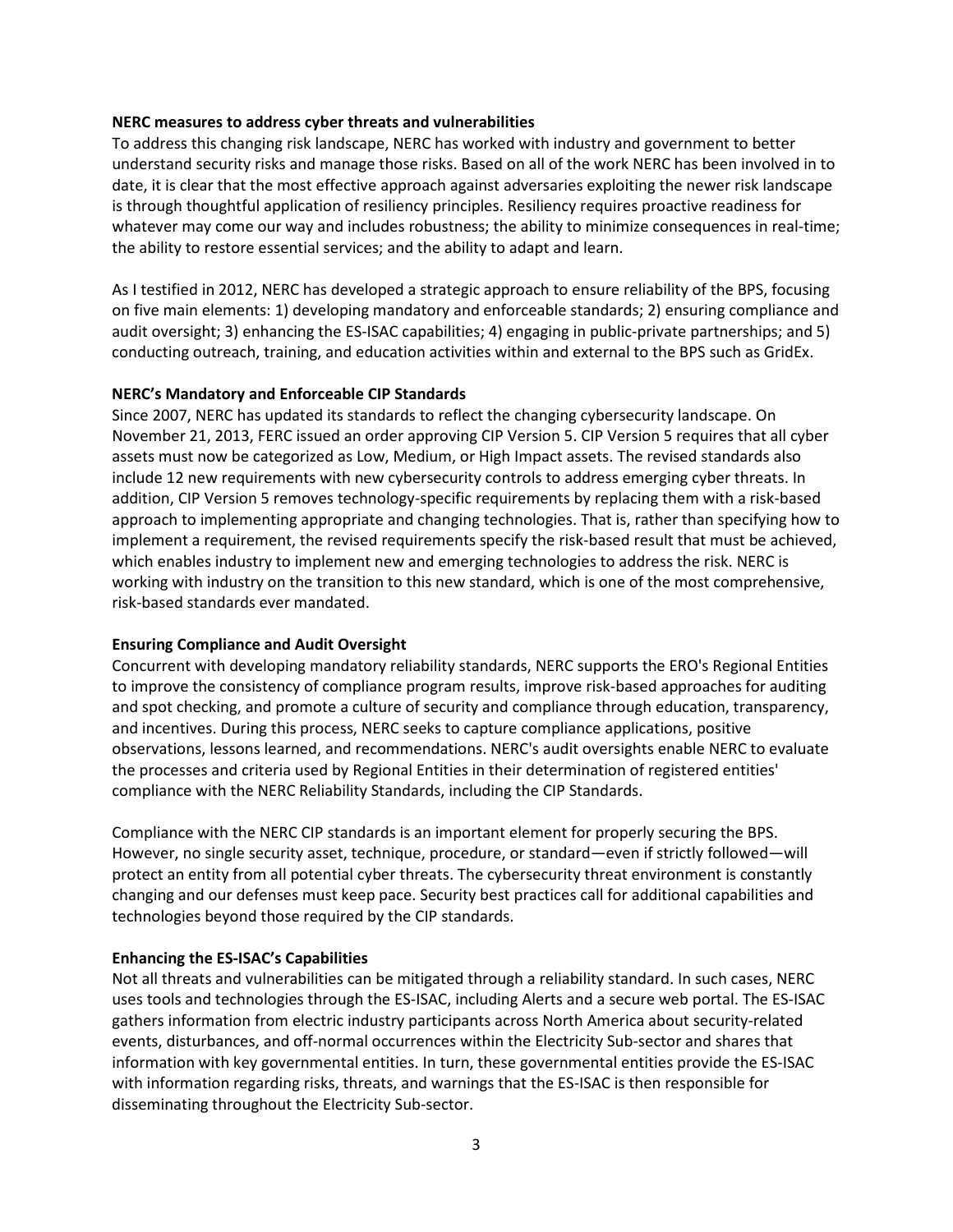**NERC measures to address cyber threats and vulnerabilities**

To address this changing risk landscape, NERC has worked with industry and government to better understand security risks and manage those risks. Based on all of the work NERC has been involved in to date, it is clear that the most effective approach against adversaries exploiting the newer risk landscape is through thoughtful application of resiliency principles. Resiliency requires proactive readiness for whatever may come our way and includes robustness; the ability to minimize consequences in real-time; the ability to restore essential services; and the ability to adapt and learn.

As I testified in 2012, NERC has developed a strategic approach to ensure reliability of the BPS, focusing on five main elements: 1) developing mandatory and enforceable standards; 2) ensuring compliance and audit oversight; 3) enhancing the ES-ISAC capabilities; 4) engaging in public-private partnerships; and 5) conducting outreach, training, and education activities within and external to the BPS such as GridEx.

**NERC's Mandatory and Enforceable CIP Standards**

Since 2007, NERC has updated its standards to reflect the changing cybersecurity landscape. On November 21, 2013, FERC issued an order approving CIP Version 5. CIP Version 5 requires that all cyber assets must now be categorized as Low, Medium, or High Impact assets. The revised standards also include 12 new requirements with new cybersecurity controls to address emerging cyber threats. In addition, CIP Version 5 removes technology-specific requirements by replacing them with a risk-based approach to implementing appropriate and changing technologies. That is, rather than specifying how to implement a requirement, the revised requirements specify the risk-based result that must be achieved, which enables industry to implement new and emerging technologies to address the risk. NERC is working with industry on the transition to this new standard, which is one of the most comprehensive, risk-based standards ever mandated.

**Ensuring Compliance and Audit Oversight**

Concurrent with developing mandatory reliability standards, NERC supports the ERO's Regional Entities to improve the consistency of compliance program results, improve risk-based approaches for auditing and spot checking, and promote a culture of security and compliance through education, transparency, and incentives. During this process, NERC seeks to capture compliance applications, positive observations, lessons learned, and recommendations. NERC's audit oversights enable NERC to evaluate the processes and criteria used by Regional Entities in their determination of registered entities' compliance with the NERC Reliability Standards, including the CIP Standards.

Compliance with the NERC CIP standards is an important element for properly securing the BPS. However, no single security asset, technique, procedure, or standard—even if strictly followed—will protect an entity from all potential cyber threats. The cybersecurity threat environment is constantly changing and our defenses must keep pace. Security best practices call for additional capabilities and technologies beyond those required by the CIP standards.

**Enhancing the ES-ISAC's Capabilities**

Not all threats and vulnerabilities can be mitigated through a reliability standard. In such cases, NERC uses tools and technologies through the ES-ISAC, including Alerts and a secure web portal. The ES-ISAC gathers information from electric industry participants across North America about security-related events, disturbances, and off-normal occurrences within the Electricity Sub-sector and shares that information with key governmental entities. In turn, these governmental entities provide the ES-ISAC with information regarding risks, threats, and warnings that the ES-ISAC is then responsible for disseminating throughout the Electricity Sub-sector.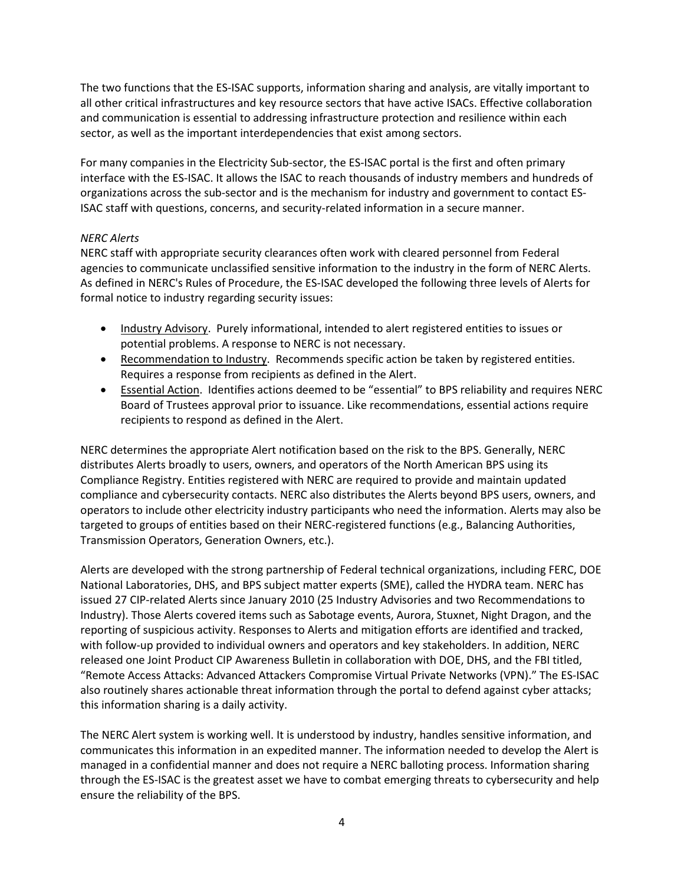The two functions that the ES-ISAC supports, information sharing and analysis, are vitally important to all other critical infrastructures and key resource sectors that have active ISACs. Effective collaboration and communication is essential to addressing infrastructure protection and resilience within each sector, as well as the important interdependencies that exist among sectors.

For many companies in the Electricity Sub-sector, the ES-ISAC portal is the first and often primary interface with the ES-ISAC. It allows the ISAC to reach thousands of industry members and hundreds of organizations across the sub-sector and is the mechanism for industry and government to contact ES-ISAC staff with questions, concerns, and security-related information in a secure manner.

*NERC Alerts*

NERC staff with appropriate security clearances often work with cleared personnel from Federal agencies to communicate unclassified sensitive information to the industry in the form of NERC Alerts. As defined in NERC's Rules of Procedure, the ES-ISAC developed the following three levels of Alerts for formal notice to industry regarding security issues:

- <u>Industry Advisory</u>. Purely informational, intended to alert registered entities to issues or potential problems. A response to NERC is not necessary.
- <u>Recommendation to Industry</u>. Recommends specific action be taken by registered entities. Requires a response from recipients as defined in the Alert.
- <u>Essential Action</u>. Identifies actions deemed to be "essential" to BPS reliability and requires NERC Board of Trustees approval prior to issuance. Like recommendations, essential actions require recipients to respond as defined in the Alert.

NERC determines the appropriate Alert notification based on the risk to the BPS. Generally, NERC distributes Alerts broadly to users, owners, and operators of the North American BPS using its Compliance Registry. Entities registered with NERC are required to provide and maintain updated compliance and cybersecurity contacts. NERC also distributes the Alerts beyond BPS users, owners, and operators to include other electricity industry participants who need the information. Alerts may also be targeted to groups of entities based on their NERC-registered functions (e.g., Balancing Authorities, Transmission Operators, Generation Owners, etc.).

Alerts are developed with the strong partnership of Federal technical organizations, including FERC, DOE National Laboratories, DHS, and BPS subject matter experts (SME), called the HYDRA team. NERC has issued 27 CIP-related Alerts since January 2010 (25 Industry Advisories and two Recommendations to Industry). Those Alerts covered items such as Sabotage events, Aurora, Stuxnet, Night Dragon, and the reporting of suspicious activity. Responses to Alerts and mitigation efforts are identified and tracked, with follow-up provided to individual owners and operators and key stakeholders. In addition, NERC released one Joint Product CIP Awareness Bulletin in collaboration with DOE, DHS, and the FBI titled, "Remote Access Attacks: Advanced Attackers Compromise Virtual Private Networks (VPN)." The ES-ISAC also routinely shares actionable threat information through the portal to defend against cyber attacks; this information sharing is a daily activity.

The NERC Alert system is working well. It is understood by industry, handles sensitive information, and communicates this information in an expedited manner. The information needed to develop the Alert is managed in a confidential manner and does not require a NERC balloting process. Information sharing through the ES-ISAC is the greatest asset we have to combat emerging threats to cybersecurity and help ensure the reliability of the BPS.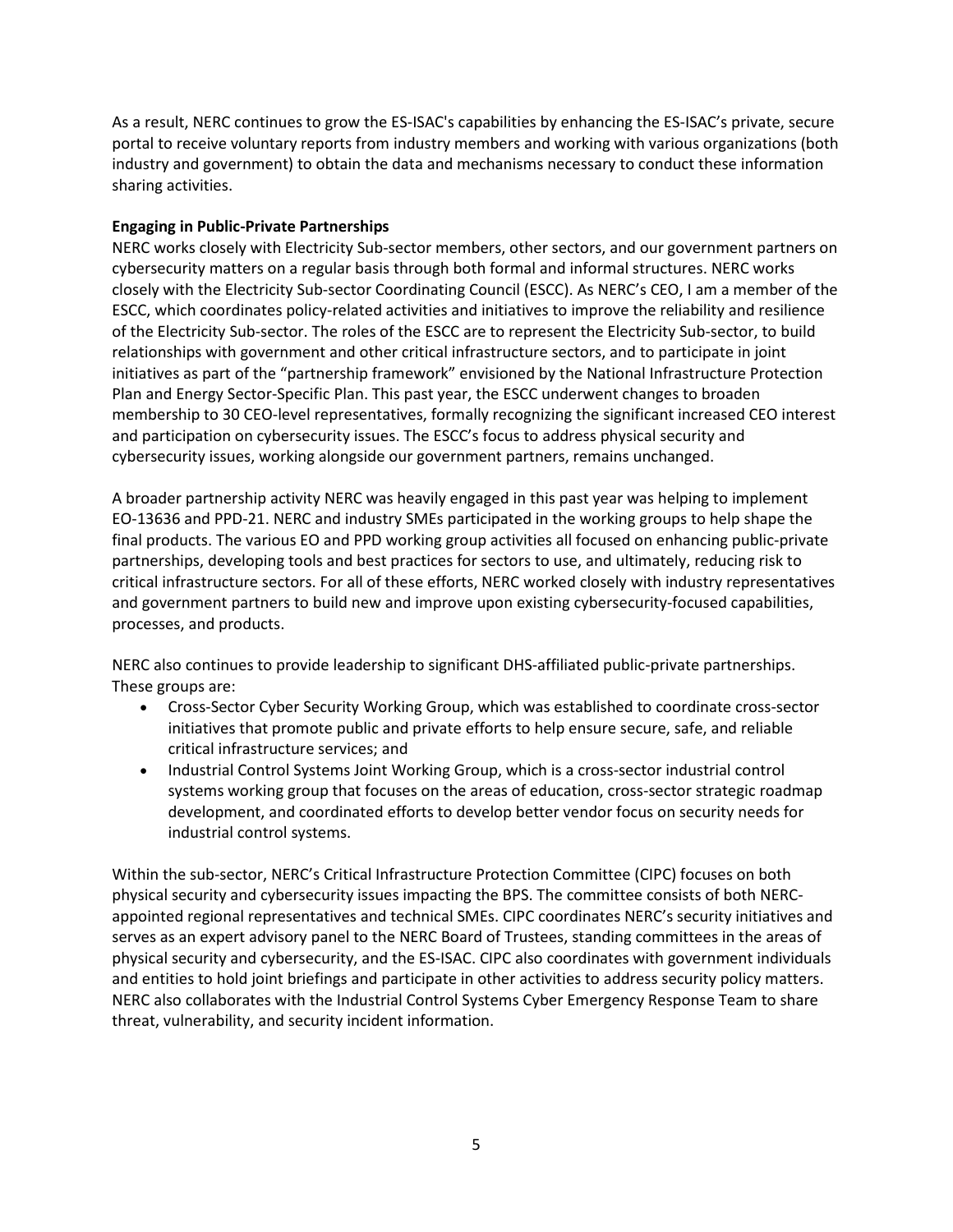As a result, NERC continues to grow the ES-ISAC's capabilities by enhancing the ES-ISAC's private, secure portal to receive voluntary reports from industry members and working with various organizations (both industry and government) to obtain the data and mechanisms necessary to conduct these information sharing activities.

**Engaging in Public-Private Partnerships**

NERC works closely with Electricity Sub-sector members, other sectors, and our government partners on cybersecurity matters on a regular basis through both formal and informal structures. NERC works closely with the Electricity Sub-sector Coordinating Council (ESCC). As NERC's CEO, I am a member of the ESCC, which coordinates policy-related activities and initiatives to improve the reliability and resilience of the Electricity Sub-sector. The roles of the ESCC are to represent the Electricity Sub-sector, to build relationships with government and other critical infrastructure sectors, and to participate in joint initiatives as part of the "partnership framework" envisioned by the National Infrastructure Protection Plan and Energy Sector-Specific Plan. This past year, the ESCC underwent changes to broaden membership to 30 CEO-level representatives, formally recognizing the significant increased CEO interest and participation on cybersecurity issues. The ESCC's focus to address physical security and cybersecurity issues, working alongside our government partners, remains unchanged.

A broader partnership activity NERC was heavily engaged in this past year was helping to implement EO-13636 and PPD-21. NERC and industry SMEs participated in the working groups to help shape the final products. The various EO and PPD working group activities all focused on enhancing public-private partnerships, developing tools and best practices for sectors to use, and ultimately, reducing risk to critical infrastructure sectors. For all of these efforts, NERC worked closely with industry representatives and government partners to build new and improve upon existing cybersecurity-focused capabilities, processes, and products.

NERC also continues to provide leadership to significant DHS-affiliated public-private partnerships. These groups are:

- Cross-Sector Cyber Security Working Group, which was established to coordinate cross-sector initiatives that promote public and private efforts to help ensure secure, safe, and reliable critical infrastructure services; and
- Industrial Control Systems Joint Working Group, which is a cross-sector industrial control systems working group that focuses on the areas of education, cross-sector strategic roadmap development, and coordinated efforts to develop better vendor focus on security needs for industrial control systems.

Within the sub-sector, NERC's Critical Infrastructure Protection Committee (CIPC) focuses on both physical security and cybersecurity issues impacting the BPS. The committee consists of both NERC-appointed regional representatives and technical SMEs. CIPC coordinates NERC's security initiatives and serves as an expert advisory panel to the NERC Board of Trustees, standing committees in the areas of physical security and cybersecurity, and the ES-ISAC. CIPC also coordinates with government individuals and entities to hold joint briefings and participate in other activities to address security policy matters. NERC also collaborates with the Industrial Control Systems Cyber Emergency Response Team to share threat, vulnerability, and security incident information.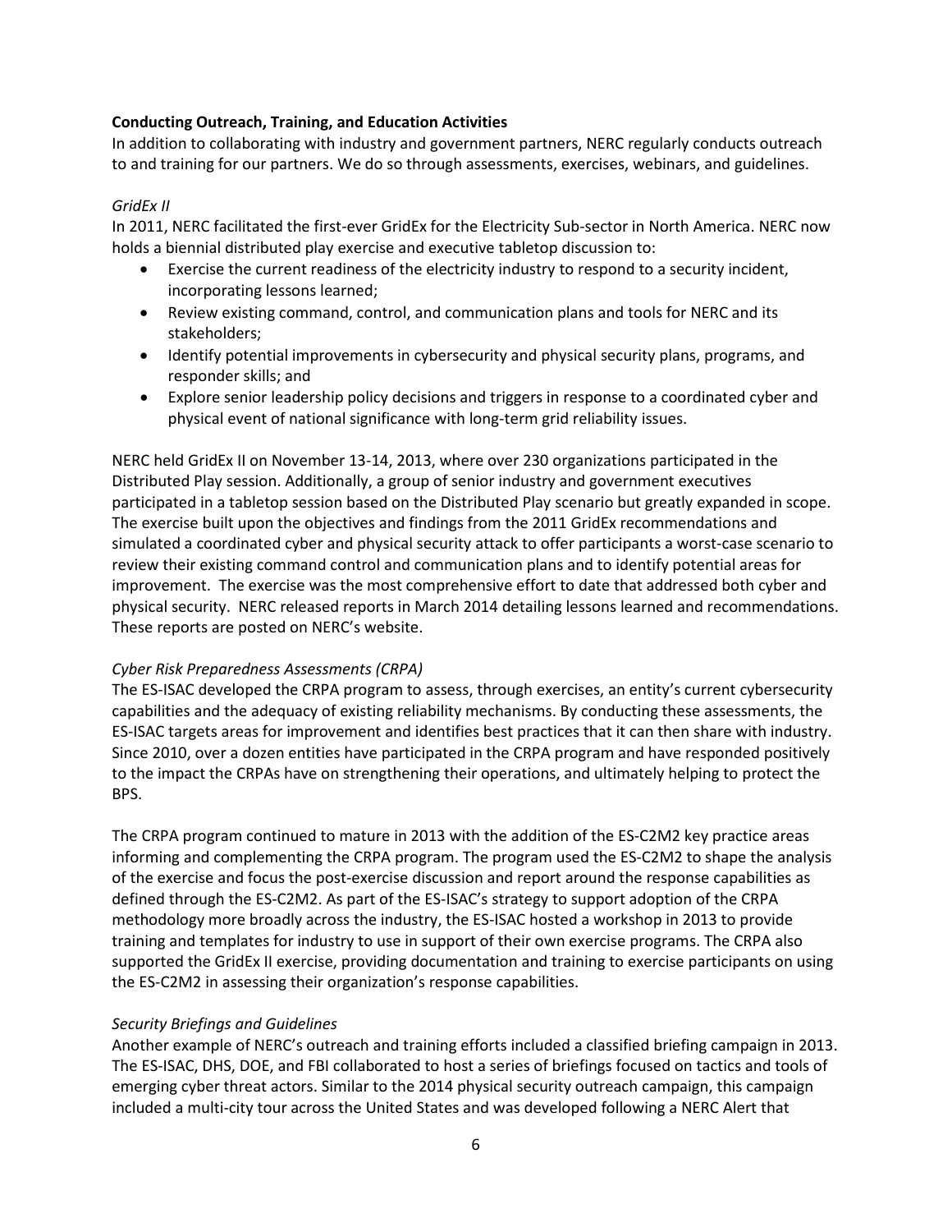**Conducting Outreach, Training, and Education Activities**

In addition to collaborating with industry and government partners, NERC regularly conducts outreach to and training for our partners. We do so through assessments, exercises, webinars, and guidelines.

*GridEx II*

In 2011, NERC facilitated the first-ever GridEx for the Electricity Sub-sector in North America. NERC now holds a biennial distributed play exercise and executive tabletop discussion to:

- Exercise the current readiness of the electricity industry to respond to a security incident, incorporating lessons learned;
- Review existing command, control, and communication plans and tools for NERC and its stakeholders;
- Identify potential improvements in cybersecurity and physical security plans, programs, and responder skills; and
- Explore senior leadership policy decisions and triggers in response to a coordinated cyber and physical event of national significance with long-term grid reliability issues.

NERC held GridEx II on November 13-14, 2013, where over 230 organizations participated in the Distributed Play session. Additionally, a group of senior industry and government executives participated in a tabletop session based on the Distributed Play scenario but greatly expanded in scope. The exercise built upon the objectives and findings from the 2011 GridEx recommendations and simulated a coordinated cyber and physical security attack to offer participants a worst-case scenario to review their existing command control and communication plans and to identify potential areas for improvement. The exercise was the most comprehensive effort to date that addressed both cyber and physical security. NERC released reports in March 2014 detailing lessons learned and recommendations. These reports are posted on NERC's website.

*Cyber Risk Preparedness Assessments (CRPA)*

The ES-ISAC developed the CRPA program to assess, through exercises, an entity's current cybersecurity capabilities and the adequacy of existing reliability mechanisms. By conducting these assessments, the ES-ISAC targets areas for improvement and identifies best practices that it can then share with industry. Since 2010, over a dozen entities have participated in the CRPA program and have responded positively to the impact the CRPAs have on strengthening their operations, and ultimately helping to protect the BPS.

The CRPA program continued to mature in 2013 with the addition of the ES-C2M2 key practice areas informing and complementing the CRPA program. The program used the ES-C2M2 to shape the analysis of the exercise and focus the post-exercise discussion and report around the response capabilities as defined through the ES-C2M2. As part of the ES-ISAC's strategy to support adoption of the CRPA methodology more broadly across the industry, the ES-ISAC hosted a workshop in 2013 to provide training and templates for industry to use in support of their own exercise programs. The CRPA also supported the GridEx II exercise, providing documentation and training to exercise participants on using the ES-C2M2 in assessing their organization's response capabilities.

*Security Briefings and Guidelines*

Another example of NERC's outreach and training efforts included a classified briefing campaign in 2013. The ES-ISAC, DHS, DOE, and FBI collaborated to host a series of briefings focused on tactics and tools of emerging cyber threat actors. Similar to the 2014 physical security outreach campaign, this campaign included a multi-city tour across the United States and was developed following a NERC Alert that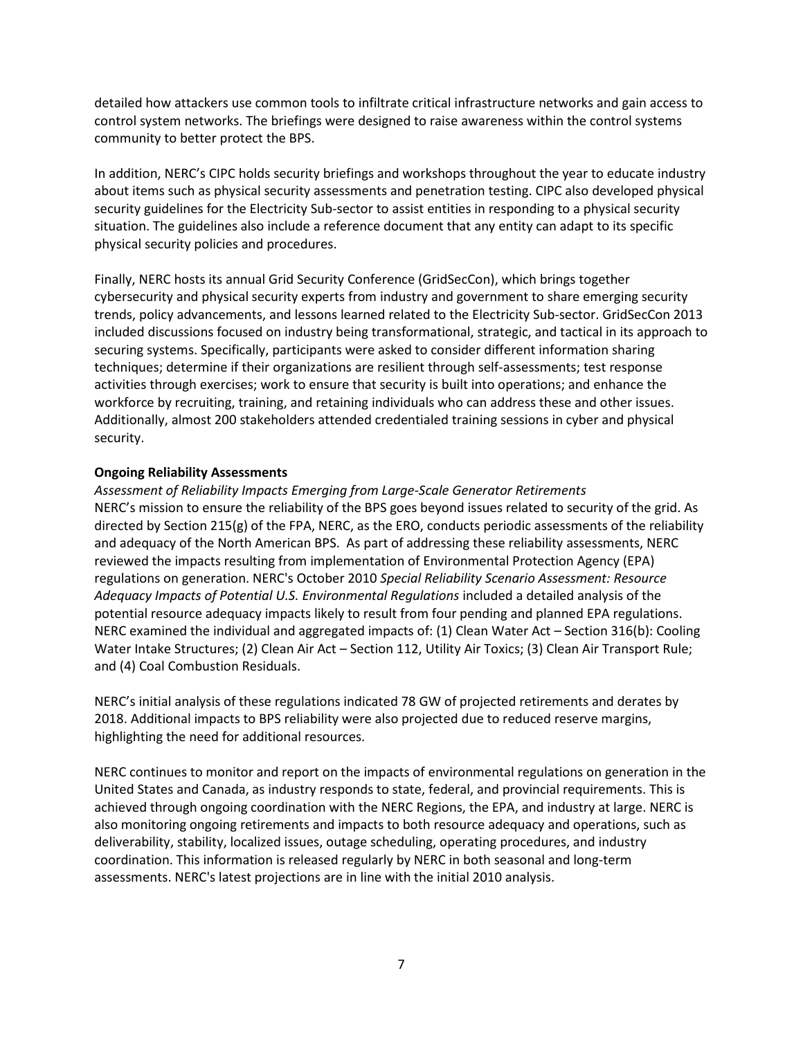detailed how attackers use common tools to infiltrate critical infrastructure networks and gain access to control system networks. The briefings were designed to raise awareness within the control systems community to better protect the BPS.

In addition, NERC's CIPC holds security briefings and workshops throughout the year to educate industry about items such as physical security assessments and penetration testing. CIPC also developed physical security guidelines for the Electricity Sub-sector to assist entities in responding to a physical security situation. The guidelines also include a reference document that any entity can adapt to its specific physical security policies and procedures.

Finally, NERC hosts its annual Grid Security Conference (GridSecCon), which brings together cybersecurity and physical security experts from industry and government to share emerging security trends, policy advancements, and lessons learned related to the Electricity Sub-sector. GridSecCon 2013 included discussions focused on industry being transformational, strategic, and tactical in its approach to securing systems. Specifically, participants were asked to consider different information sharing techniques; determine if their organizations are resilient through self-assessments; test response activities through exercises; work to ensure that security is built into operations; and enhance the workforce by recruiting, training, and retaining individuals who can address these and other issues. Additionally, almost 200 stakeholders attended credentialed training sessions in cyber and physical security.

**Ongoing Reliability Assessments**

*Assessment of Reliability Impacts Emerging from Large-Scale Generator Retirements*

NERC's mission to ensure the reliability of the BPS goes beyond issues related to security of the grid. As directed by Section 215(g) of the FPA, NERC, as the ERO, conducts periodic assessments of the reliability and adequacy of the North American BPS. As part of addressing these reliability assessments, NERC reviewed the impacts resulting from implementation of Environmental Protection Agency (EPA) regulations on generation. NERC's October 2010 *Special Reliability Scenario Assessment: Resource Adequacy Impacts of Potential U.S. Environmental Regulations* included a detailed analysis of the potential resource adequacy impacts likely to result from four pending and planned EPA regulations. NERC examined the individual and aggregated impacts of: (1) Clean Water Act – Section 316(b): Cooling Water Intake Structures; (2) Clean Air Act – Section 112, Utility Air Toxics; (3) Clean Air Transport Rule; and (4) Coal Combustion Residuals.

NERC's initial analysis of these regulations indicated 78 GW of projected retirements and derates by 2018. Additional impacts to BPS reliability were also projected due to reduced reserve margins, highlighting the need for additional resources.

NERC continues to monitor and report on the impacts of environmental regulations on generation in the United States and Canada, as industry responds to state, federal, and provincial requirements. This is achieved through ongoing coordination with the NERC Regions, the EPA, and industry at large. NERC is also monitoring ongoing retirements and impacts to both resource adequacy and operations, such as deliverability, stability, localized issues, outage scheduling, operating procedures, and industry coordination. This information is released regularly by NERC in both seasonal and long-term assessments. NERC's latest projections are in line with the initial 2010 analysis.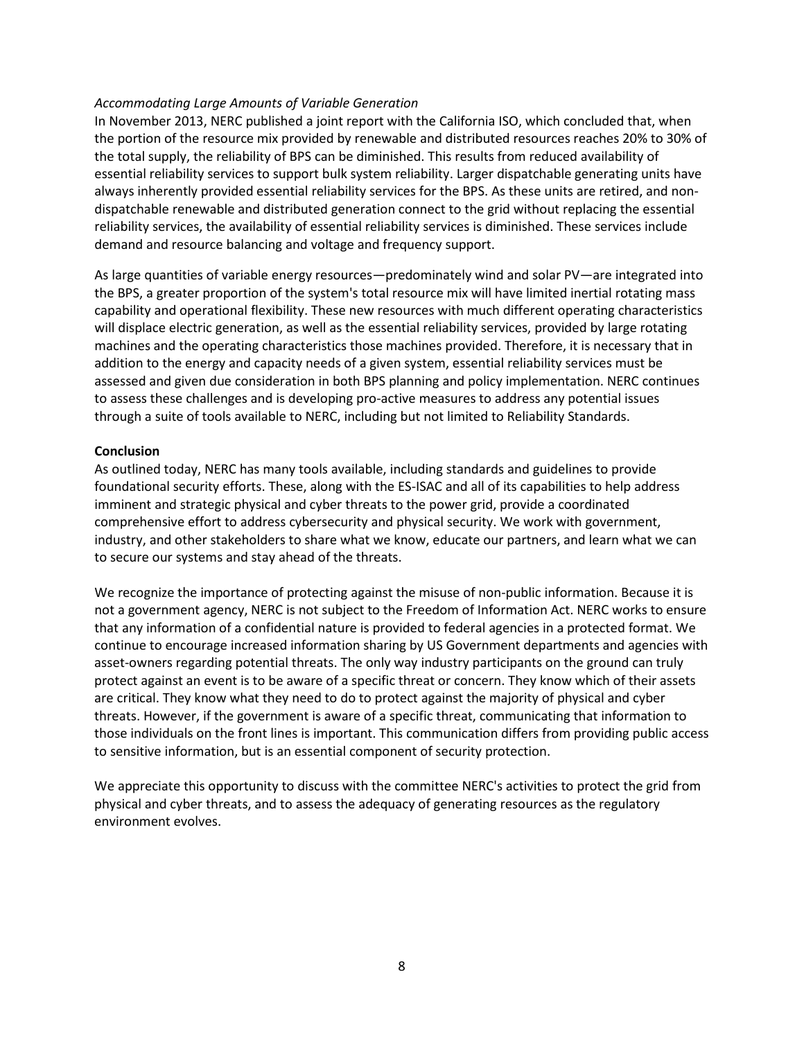*Accommodating Large Amounts of Variable Generation*

In November 2013, NERC published a joint report with the California ISO, which concluded that, when the portion of the resource mix provided by renewable and distributed resources reaches 20% to 30% of the total supply, the reliability of BPS can be diminished. This results from reduced availability of essential reliability services to support bulk system reliability. Larger dispatchable generating units have always inherently provided essential reliability services for the BPS. As these units are retired, and non-dispatchable renewable and distributed generation connect to the grid without replacing the essential reliability services, the availability of essential reliability services is diminished. These services include demand and resource balancing and voltage and frequency support.

As large quantities of variable energy resources—predominately wind and solar PV—are integrated into the BPS, a greater proportion of the system's total resource mix will have limited inertial rotating mass capability and operational flexibility. These new resources with much different operating characteristics will displace electric generation, as well as the essential reliability services, provided by large rotating machines and the operating characteristics those machines provided. Therefore, it is necessary that in addition to the energy and capacity needs of a given system, essential reliability services must be assessed and given due consideration in both BPS planning and policy implementation. NERC continues to assess these challenges and is developing pro-active measures to address any potential issues through a suite of tools available to NERC, including but not limited to Reliability Standards.

**Conclusion**

As outlined today, NERC has many tools available, including standards and guidelines to provide foundational security efforts. These, along with the ES-ISAC and all of its capabilities to help address imminent and strategic physical and cyber threats to the power grid, provide a coordinated comprehensive effort to address cybersecurity and physical security. We work with government, industry, and other stakeholders to share what we know, educate our partners, and learn what we can to secure our systems and stay ahead of the threats.

We recognize the importance of protecting against the misuse of non-public information. Because it is not a government agency, NERC is not subject to the Freedom of Information Act. NERC works to ensure that any information of a confidential nature is provided to federal agencies in a protected format. We continue to encourage increased information sharing by US Government departments and agencies with asset-owners regarding potential threats. The only way industry participants on the ground can truly protect against an event is to be aware of a specific threat or concern. They know which of their assets are critical. They know what they need to do to protect against the majority of physical and cyber threats. However, if the government is aware of a specific threat, communicating that information to those individuals on the front lines is important. This communication differs from providing public access to sensitive information, but is an essential component of security protection.

We appreciate this opportunity to discuss with the committee NERC's activities to protect the grid from physical and cyber threats, and to assess the adequacy of generating resources as the regulatory environment evolves.